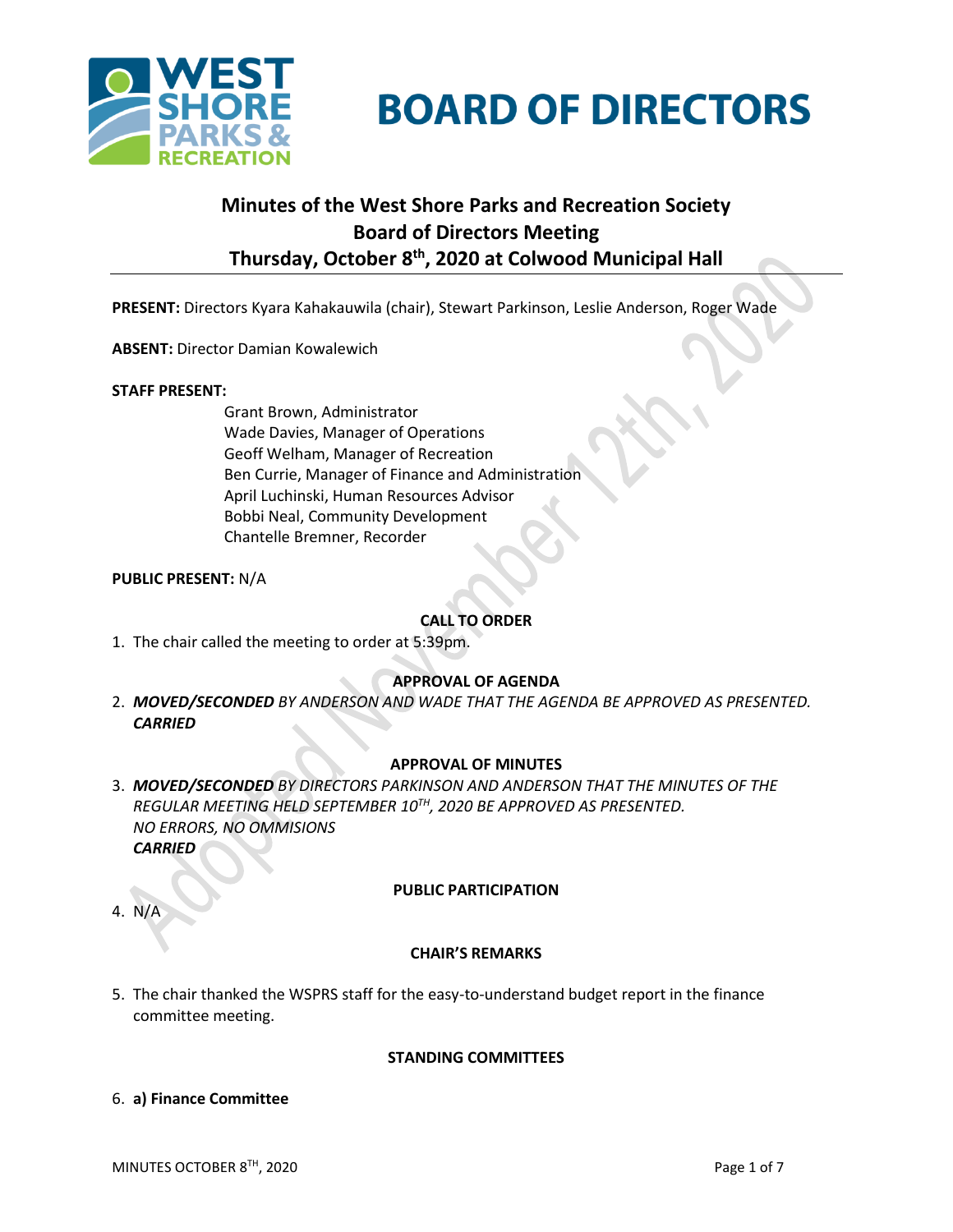# BOARD OF DIRECTORS

## Minutes of the West Shore Parks and Recreation Society Board of Directors Meeting Thursday, October 8th, 2020 at Colwood Municipal Hall

**PRESENT:** Directors Kyara Kahakauwila (chair), Stewart Parkinson, Leslie Anderson, Roger Wade

**ABSENT:** Director Damian Kowalewich

**STAFF PRESENT:**

Grant Brown, Administrator
Wade Davies, Manager of Operations
Geoff Welham, Manager of Recreation
Ben Currie, Manager of Finance and Administration
April Luchinski, Human Resources Advisor
Bobbi Neal, Community Development
Chantelle Bremner, Recorder

**PUBLIC PRESENT:** N/A

### CALL TO ORDER

1. The chair called the meeting to order at 5:39pm.

### APPROVAL OF AGENDA

2. ***MOVED/SECONDED*** *BY ANDERSON AND WADE THAT THE AGENDA BE APPROVED AS PRESENTED.*
   ***CARRIED***

### APPROVAL OF MINUTES

3. ***MOVED/SECONDED*** *BY DIRECTORS PARKINSON AND ANDERSON THAT THE MINUTES OF THE REGULAR MEETING HELD SEPTEMBER 10TH, 2020 BE APPROVED AS PRESENTED.*
   *NO ERRORS, NO OMMISIONS*
   ***CARRIED***

### PUBLIC PARTICIPATION

4. N/A

### CHAIR'S REMARKS

5. The chair thanked the WSPRS staff for the easy-to-understand budget report in the finance committee meeting.

### STANDING COMMITTEES

6. **a) Finance Committee**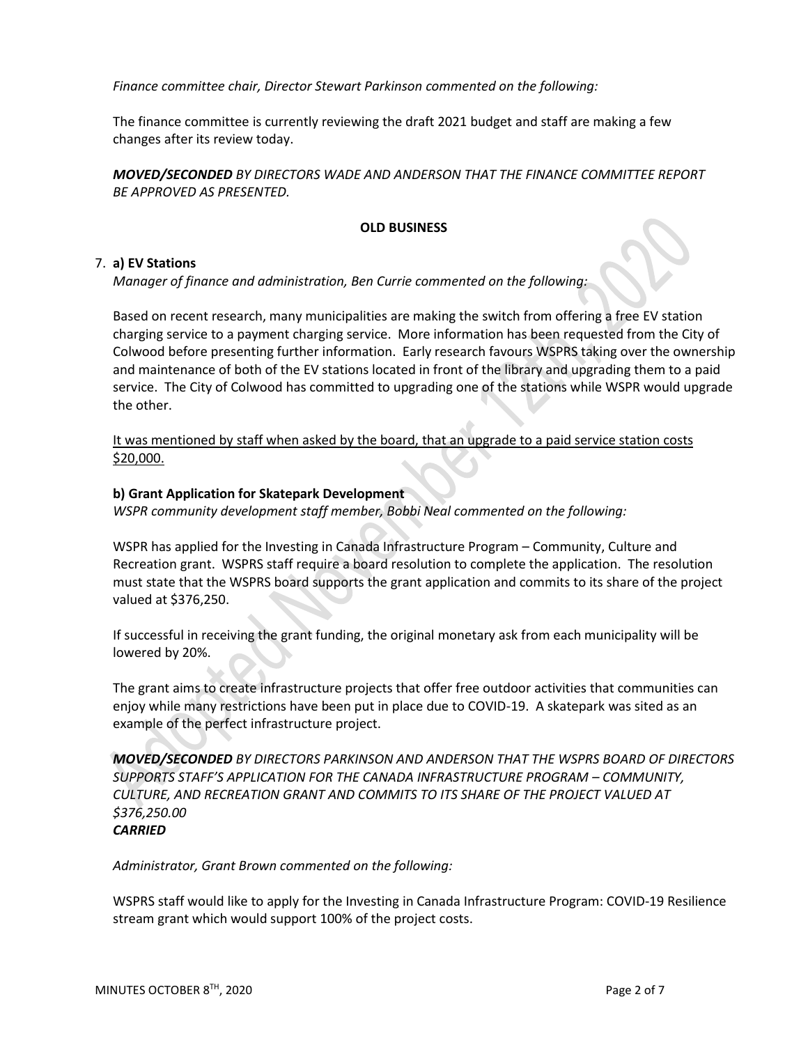*Finance committee chair, Director Stewart Parkinson commented on the following:*

The finance committee is currently reviewing the draft 2021 budget and staff are making a few changes after its review today.

***MOVED/SECONDED*** *BY DIRECTORS WADE AND ANDERSON THAT THE FINANCE COMMITTEE REPORT BE APPROVED AS PRESENTED.*

**OLD BUSINESS**

7. **a) EV Stations**

*Manager of finance and administration, Ben Currie commented on the following:*

Based on recent research, many municipalities are making the switch from offering a free EV station charging service to a payment charging service. More information has been requested from the City of Colwood before presenting further information. Early research favours WSPRS taking over the ownership and maintenance of both of the EV stations located in front of the library and upgrading them to a paid service. The City of Colwood has committed to upgrading one of the stations while WSPR would upgrade the other.

<u>It was mentioned by staff when asked by the board, that an upgrade to a paid service station costs \$20,000.</u>

**b) Grant Application for Skatepark Development**

*WSPR community development staff member, Bobbi Neal commented on the following:*

WSPR has applied for the Investing in Canada Infrastructure Program – Community, Culture and Recreation grant. WSPRS staff require a board resolution to complete the application. The resolution must state that the WSPRS board supports the grant application and commits to its share of the project valued at \$376,250.

If successful in receiving the grant funding, the original monetary ask from each municipality will be lowered by 20%.

The grant aims to create infrastructure projects that offer free outdoor activities that communities can enjoy while many restrictions have been put in place due to COVID-19. A skatepark was sited as an example of the perfect infrastructure project.

***MOVED/SECONDED*** *BY DIRECTORS PARKINSON AND ANDERSON THAT THE WSPRS BOARD OF DIRECTORS SUPPORTS STAFF'S APPLICATION FOR THE CANADA INFRASTRUCTURE PROGRAM – COMMUNITY, CULTURE, AND RECREATION GRANT AND COMMITS TO ITS SHARE OF THE PROJECT VALUED AT \$376,250.00*
***CARRIED***

*Administrator, Grant Brown commented on the following:*

WSPRS staff would like to apply for the Investing in Canada Infrastructure Program: COVID-19 Resilience stream grant which would support 100% of the project costs.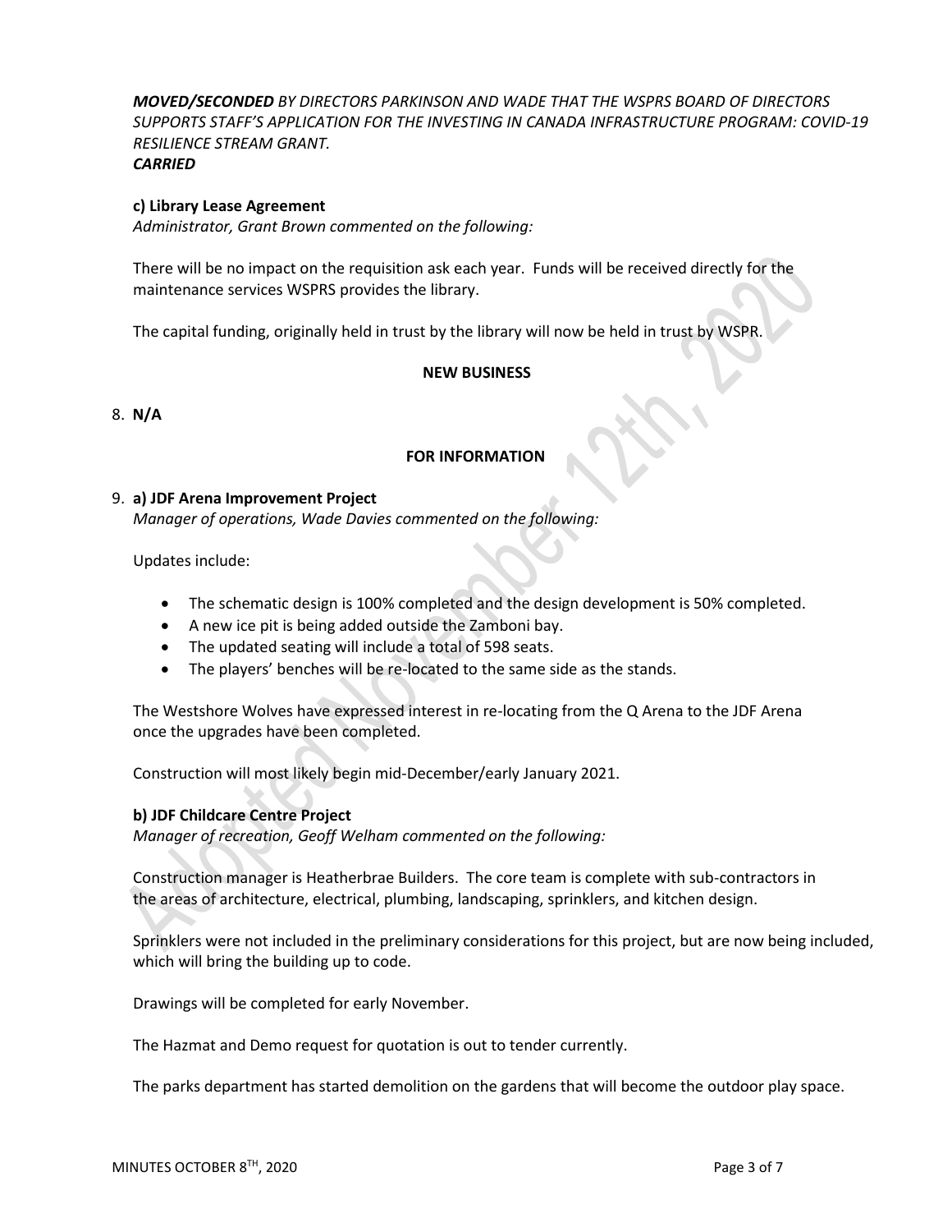***MOVED/SECONDED** BY DIRECTORS PARKINSON AND WADE THAT THE WSPRS BOARD OF DIRECTORS SUPPORTS STAFF'S APPLICATION FOR THE INVESTING IN CANADA INFRASTRUCTURE PROGRAM: COVID-19 RESILIENCE STREAM GRANT.*
***CARRIED***

**c) Library Lease Agreement**
*Administrator, Grant Brown commented on the following:*

There will be no impact on the requisition ask each year. Funds will be received directly for the maintenance services WSPRS provides the library.

The capital funding, originally held in trust by the library will now be held in trust by WSPR.

**NEW BUSINESS**

8. **N/A**

**FOR INFORMATION**

9. **a) JDF Arena Improvement Project**
*Manager of operations, Wade Davies commented on the following:*

Updates include:

- The schematic design is 100% completed and the design development is 50% completed.
- A new ice pit is being added outside the Zamboni bay.
- The updated seating will include a total of 598 seats.
- The players' benches will be re-located to the same side as the stands.

The Westshore Wolves have expressed interest in re-locating from the Q Arena to the JDF Arena once the upgrades have been completed.

Construction will most likely begin mid-December/early January 2021.

**b) JDF Childcare Centre Project**
*Manager of recreation, Geoff Welham commented on the following:*

Construction manager is Heatherbrae Builders. The core team is complete with sub-contractors in the areas of architecture, electrical, plumbing, landscaping, sprinklers, and kitchen design.

Sprinklers were not included in the preliminary considerations for this project, but are now being included, which will bring the building up to code.

Drawings will be completed for early November.

The Hazmat and Demo request for quotation is out to tender currently.

The parks department has started demolition on the gardens that will become the outdoor play space.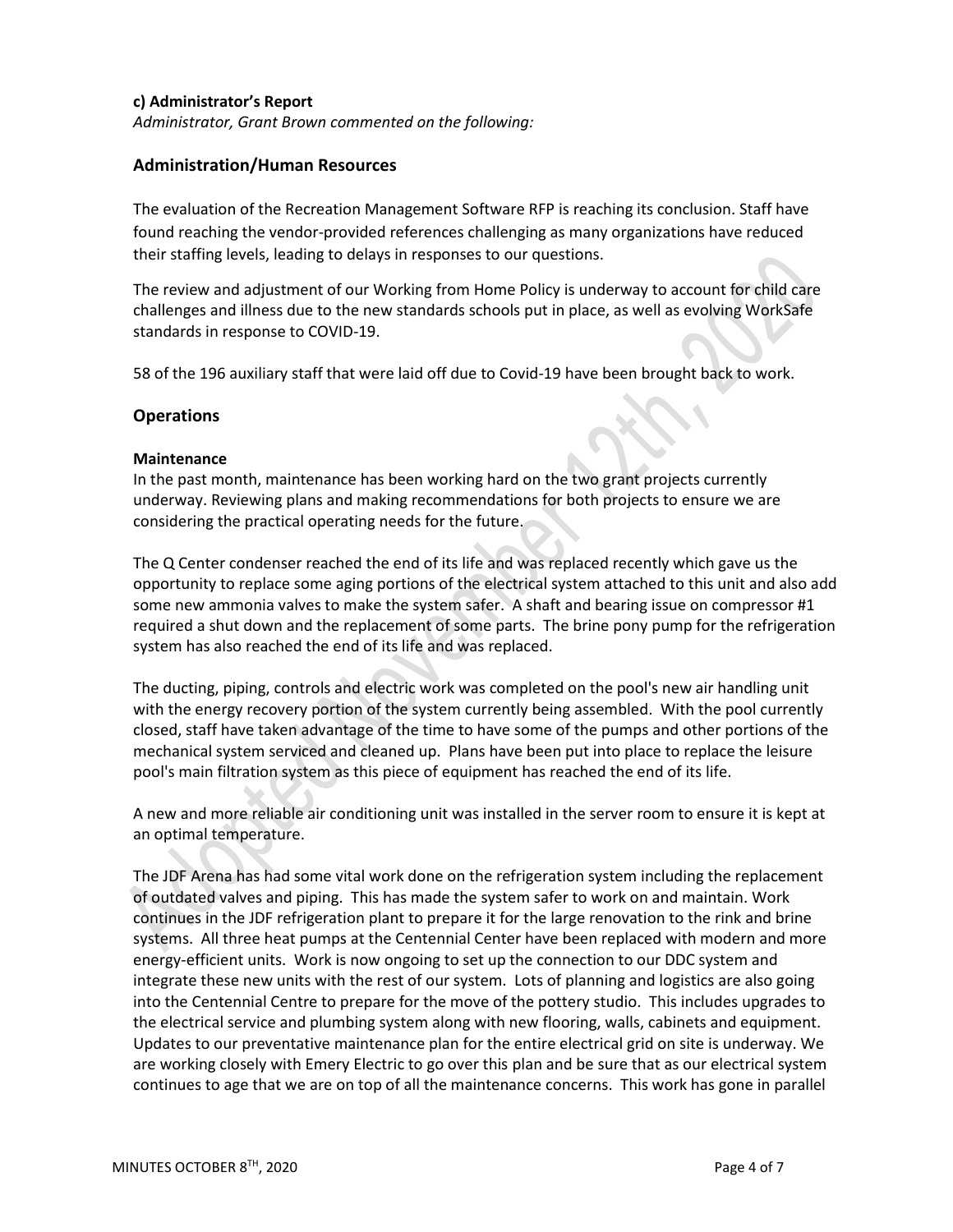**c) Administrator's Report**

*Administrator, Grant Brown commented on the following:*

## Administration/Human Resources

The evaluation of the Recreation Management Software RFP is reaching its conclusion. Staff have found reaching the vendor-provided references challenging as many organizations have reduced their staffing levels, leading to delays in responses to our questions.

The review and adjustment of our Working from Home Policy is underway to account for child care challenges and illness due to the new standards schools put in place, as well as evolving WorkSafe standards in response to COVID-19.

58 of the 196 auxiliary staff that were laid off due to Covid-19 have been brought back to work.

## Operations

**Maintenance**

In the past month, maintenance has been working hard on the two grant projects currently underway. Reviewing plans and making recommendations for both projects to ensure we are considering the practical operating needs for the future.

The Q Center condenser reached the end of its life and was replaced recently which gave us the opportunity to replace some aging portions of the electrical system attached to this unit and also add some new ammonia valves to make the system safer. A shaft and bearing issue on compressor #1 required a shut down and the replacement of some parts. The brine pony pump for the refrigeration system has also reached the end of its life and was replaced.

The ducting, piping, controls and electric work was completed on the pool's new air handling unit with the energy recovery portion of the system currently being assembled. With the pool currently closed, staff have taken advantage of the time to have some of the pumps and other portions of the mechanical system serviced and cleaned up. Plans have been put into place to replace the leisure pool's main filtration system as this piece of equipment has reached the end of its life.

A new and more reliable air conditioning unit was installed in the server room to ensure it is kept at an optimal temperature.

The JDF Arena has had some vital work done on the refrigeration system including the replacement of outdated valves and piping. This has made the system safer to work on and maintain. Work continues in the JDF refrigeration plant to prepare it for the large renovation to the rink and brine systems. All three heat pumps at the Centennial Center have been replaced with modern and more energy-efficient units. Work is now ongoing to set up the connection to our DDC system and integrate these new units with the rest of our system. Lots of planning and logistics are also going into the Centennial Centre to prepare for the move of the pottery studio. This includes upgrades to the electrical service and plumbing system along with new flooring, walls, cabinets and equipment. Updates to our preventative maintenance plan for the entire electrical grid on site is underway. We are working closely with Emery Electric to go over this plan and be sure that as our electrical system continues to age that we are on top of all the maintenance concerns. This work has gone in parallel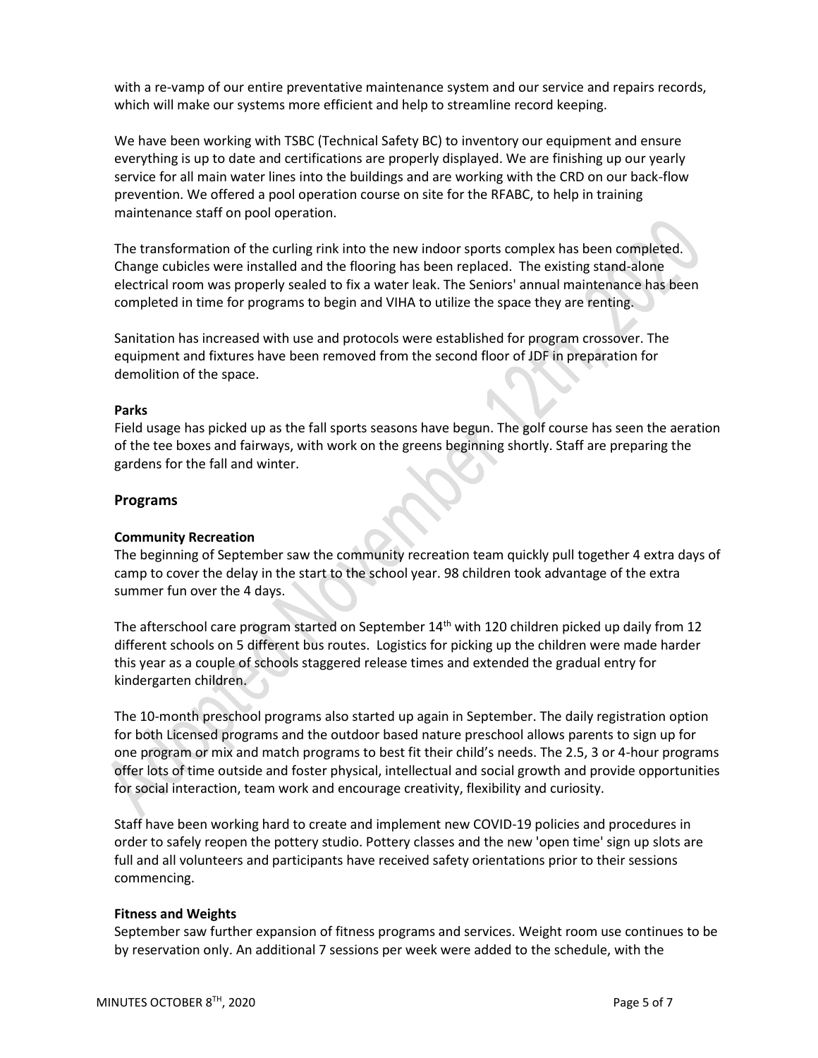with a re-vamp of our entire preventative maintenance system and our service and repairs records, which will make our systems more efficient and help to streamline record keeping.

We have been working with TSBC (Technical Safety BC) to inventory our equipment and ensure everything is up to date and certifications are properly displayed. We are finishing up our yearly service for all main water lines into the buildings and are working with the CRD on our back-flow prevention. We offered a pool operation course on site for the RFABC, to help in training maintenance staff on pool operation.

The transformation of the curling rink into the new indoor sports complex has been completed. Change cubicles were installed and the flooring has been replaced. The existing stand-alone electrical room was properly sealed to fix a water leak. The Seniors' annual maintenance has been completed in time for programs to begin and VIHA to utilize the space they are renting.

Sanitation has increased with use and protocols were established for program crossover. The equipment and fixtures have been removed from the second floor of JDF in preparation for demolition of the space.

**Parks**

Field usage has picked up as the fall sports seasons have begun. The golf course has seen the aeration of the tee boxes and fairways, with work on the greens beginning shortly. Staff are preparing the gardens for the fall and winter.

## Programs

**Community Recreation**

The beginning of September saw the community recreation team quickly pull together 4 extra days of camp to cover the delay in the start to the school year. 98 children took advantage of the extra summer fun over the 4 days.

The afterschool care program started on September 14th with 120 children picked up daily from 12 different schools on 5 different bus routes. Logistics for picking up the children were made harder this year as a couple of schools staggered release times and extended the gradual entry for kindergarten children.

The 10-month preschool programs also started up again in September. The daily registration option for both Licensed programs and the outdoor based nature preschool allows parents to sign up for one program or mix and match programs to best fit their child's needs. The 2.5, 3 or 4-hour programs offer lots of time outside and foster physical, intellectual and social growth and provide opportunities for social interaction, team work and encourage creativity, flexibility and curiosity.

Staff have been working hard to create and implement new COVID-19 policies and procedures in order to safely reopen the pottery studio. Pottery classes and the new 'open time' sign up slots are full and all volunteers and participants have received safety orientations prior to their sessions commencing.

**Fitness and Weights**

September saw further expansion of fitness programs and services. Weight room use continues to be by reservation only. An additional 7 sessions per week were added to the schedule, with the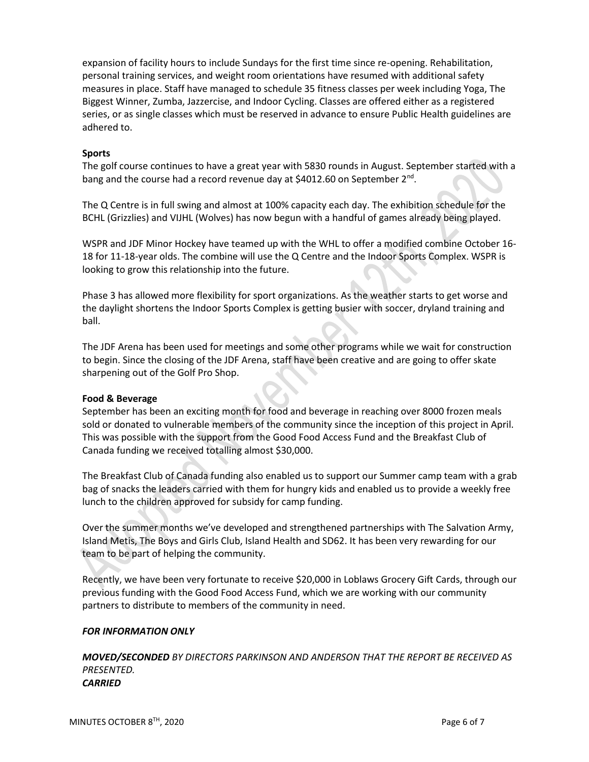expansion of facility hours to include Sundays for the first time since re-opening. Rehabilitation, personal training services, and weight room orientations have resumed with additional safety measures in place. Staff have managed to schedule 35 fitness classes per week including Yoga, The Biggest Winner, Zumba, Jazzercise, and Indoor Cycling. Classes are offered either as a registered series, or as single classes which must be reserved in advance to ensure Public Health guidelines are adhered to.

**Sports**

The golf course continues to have a great year with 5830 rounds in August. September started with a bang and the course had a record revenue day at $4012.60 on September 2nd.

The Q Centre is in full swing and almost at 100% capacity each day. The exhibition schedule for the BCHL (Grizzlies) and VIJHL (Wolves) has now begun with a handful of games already being played.

WSPR and JDF Minor Hockey have teamed up with the WHL to offer a modified combine October 16-18 for 11-18-year olds. The combine will use the Q Centre and the Indoor Sports Complex. WSPR is looking to grow this relationship into the future.

Phase 3 has allowed more flexibility for sport organizations. As the weather starts to get worse and the daylight shortens the Indoor Sports Complex is getting busier with soccer, dryland training and ball.

The JDF Arena has been used for meetings and some other programs while we wait for construction to begin. Since the closing of the JDF Arena, staff have been creative and are going to offer skate sharpening out of the Golf Pro Shop.

**Food & Beverage**

September has been an exciting month for food and beverage in reaching over 8000 frozen meals sold or donated to vulnerable members of the community since the inception of this project in April. This was possible with the support from the Good Food Access Fund and the Breakfast Club of Canada funding we received totalling almost $30,000.

The Breakfast Club of Canada funding also enabled us to support our Summer camp team with a grab bag of snacks the leaders carried with them for hungry kids and enabled us to provide a weekly free lunch to the children approved for subsidy for camp funding.

Over the summer months we've developed and strengthened partnerships with The Salvation Army, Island Metis, The Boys and Girls Club, Island Health and SD62. It has been very rewarding for our team to be part of helping the community.

Recently, we have been very fortunate to receive $20,000 in Loblaws Grocery Gift Cards, through our previous funding with the Good Food Access Fund, which we are working with our community partners to distribute to members of the community in need.

***FOR INFORMATION ONLY***

***MOVED/SECONDED*** *BY DIRECTORS PARKINSON AND ANDERSON THAT THE REPORT BE RECEIVED AS PRESENTED.*
***CARRIED***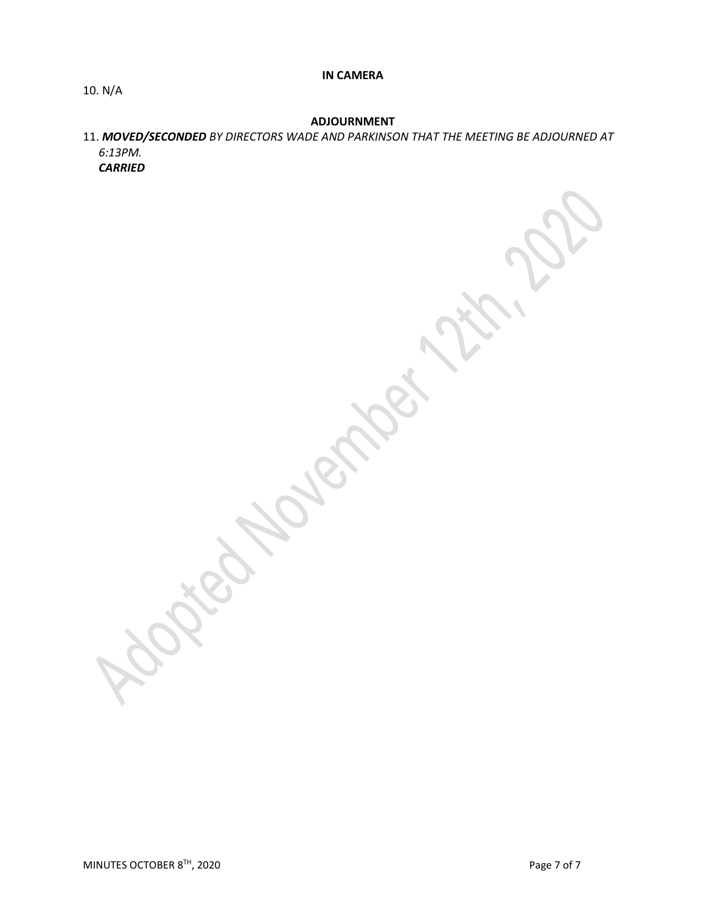## IN CAMERA

10. N/A

## ADJOURNMENT

11. ***MOVED/SECONDED*** *BY DIRECTORS WADE AND PARKINSON THAT THE MEETING BE ADJOURNED AT 6:13PM.*
    ***CARRIED***

Adopted November 12th, 2020